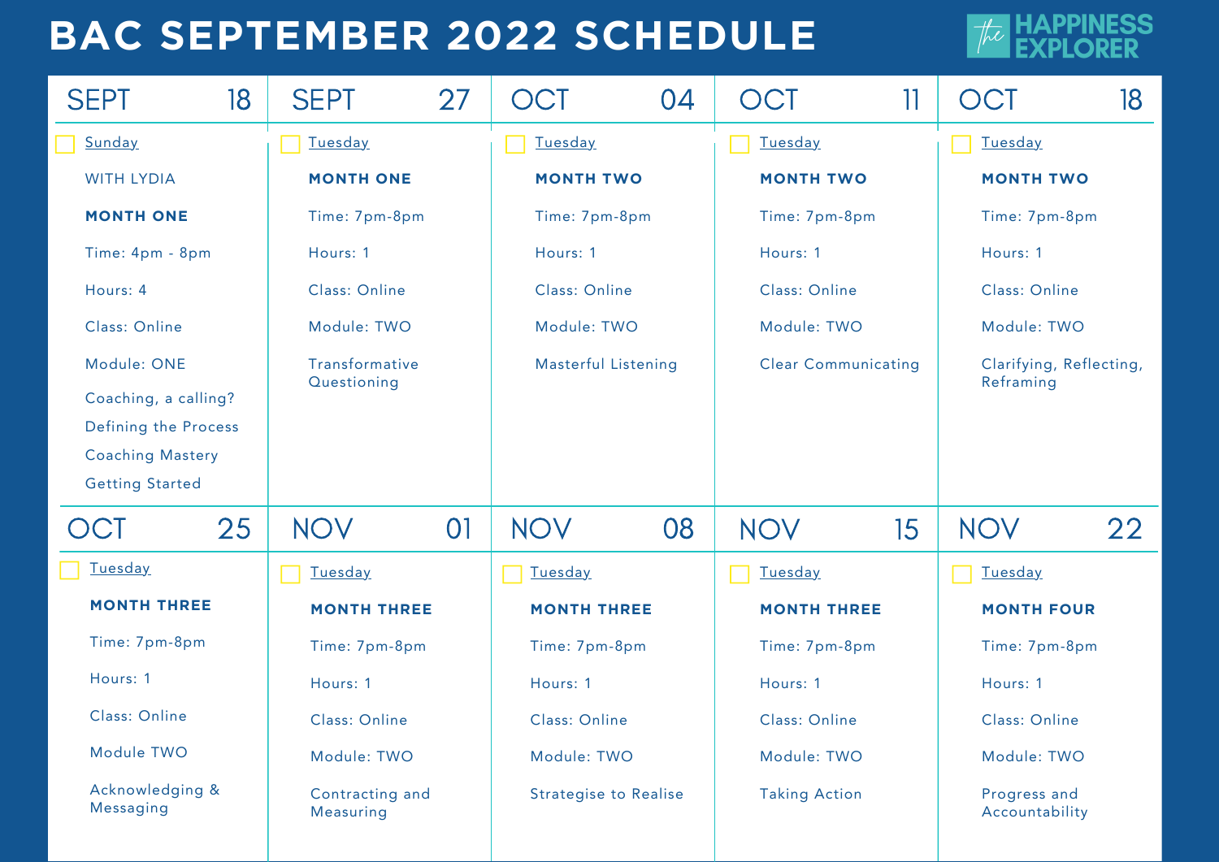# BAC SEPTEMBER 2022 SCHEDULE

THE HAPPINESS EXPLORER

| SEPT 18 | SEPT 27 | OCT 04 | OCT 11 | OCT 18 |
|---|---|---|---|---|
| Sunday | Tuesday | Tuesday | Tuesday | Tuesday |
| WITH LYDIA | | | | |
| **MONTH ONE** | **MONTH ONE** | **MONTH TWO** | **MONTH TWO** | **MONTH TWO** |
| Time: 4pm - 8pm | Time: 7pm-8pm | Time: 7pm-8pm | Time: 7pm-8pm | Time: 7pm-8pm |
| Hours: 4 | Hours: 1 | Hours: 1 | Hours: 1 | Hours: 1 |
| Class: Online | Class: Online | Class: Online | Class: Online | Class: Online |
| Module: ONE | Module: TWO | Module: TWO | Module: TWO | Module: TWO |
| Coaching, a calling? Defining the Process Coaching Mastery Getting Started | Transformative Questioning | Masterful Listening | Clear Communicating | Clarifying, Reflecting, Reframing |

| OCT 25 | NOV 01 | NOV 08 | NOV 15 | NOV 22 |
|---|---|---|---|---|
| Tuesday | Tuesday | Tuesday | Tuesday | Tuesday |
| **MONTH THREE** | **MONTH THREE** | **MONTH THREE** | **MONTH THREE** | **MONTH FOUR** |
| Time: 7pm-8pm | Time: 7pm-8pm | Time: 7pm-8pm | Time: 7pm-8pm | Time: 7pm-8pm |
| Hours: 1 | Hours: 1 | Hours: 1 | Hours: 1 | Hours: 1 |
| Class: Online | Class: Online | Class: Online | Class: Online | Class: Online |
| Module TWO | Module: TWO | Module: TWO | Module: TWO | Module: TWO |
| Acknowledging & Messaging | Contracting and Measuring | Strategise to Realise | Taking Action | Progress and Accountability |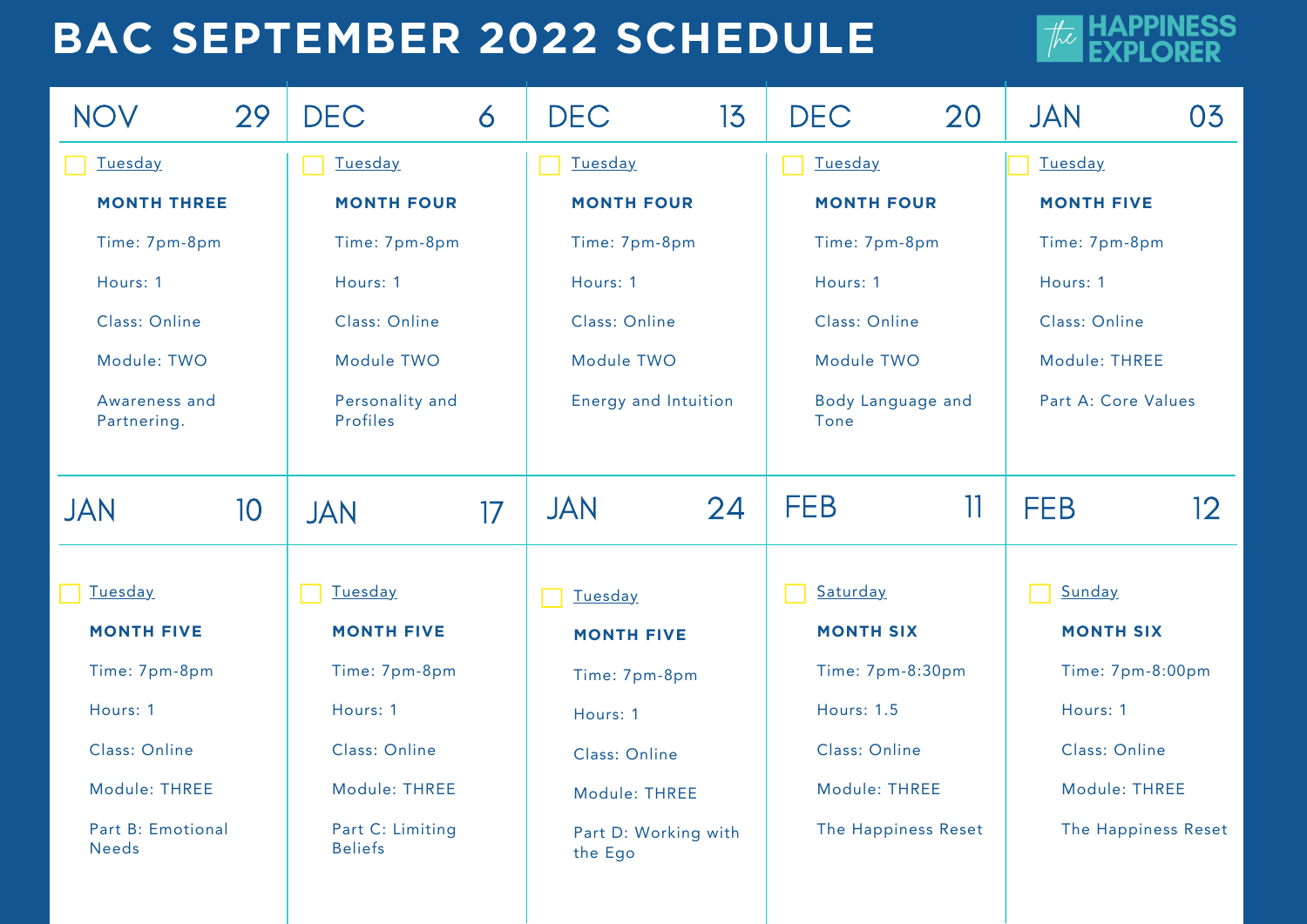# BAC SEPTEMBER 2022 SCHEDULE

THE HAPPINESS EXPLORER

| NOV 29 | DEC 6 | DEC 13 | DEC 20 | JAN 03 |
| --- | --- | --- | --- | --- |
| Tuesday | Tuesday | Tuesday | Tuesday | Tuesday |
| **MONTH THREE** | **MONTH FOUR** | **MONTH FOUR** | **MONTH FOUR** | **MONTH FIVE** |
| Time: 7pm-8pm | Time: 7pm-8pm | Time: 7pm-8pm | Time: 7pm-8pm | Time: 7pm-8pm |
| Hours: 1 | Hours: 1 | Hours: 1 | Hours: 1 | Hours: 1 |
| Class: Online | Class: Online | Class: Online | Class: Online | Class: Online |
| Module: TWO | Module TWO | Module TWO | Module TWO | Module: THREE |
| Awareness and Partnering. | Personality and Profiles | Energy and Intuition | Body Language and Tone | Part A: Core Values |

| JAN 10 | JAN 17 | JAN 24 | FEB 11 | FEB 12 |
| --- | --- | --- | --- | --- |
| Tuesday | Tuesday | Tuesday | Saturday | Sunday |
| **MONTH FIVE** | **MONTH FIVE** | **MONTH FIVE** | **MONTH SIX** | **MONTH SIX** |
| Time: 7pm-8pm | Time: 7pm-8pm | Time: 7pm-8pm | Time: 7pm-8:30pm | Time: 7pm-8:00pm |
| Hours: 1 | Hours: 1 | Hours: 1 | Hours: 1.5 | Hours: 1 |
| Class: Online | Class: Online | Class: Online | Class: Online | Class: Online |
| Module: THREE | Module: THREE | Module: THREE | Module: THREE | Module: THREE |
| Part B: Emotional Needs | Part C: Limiting Beliefs | Part D: Working with the Ego | The Happiness Reset | The Happiness Reset |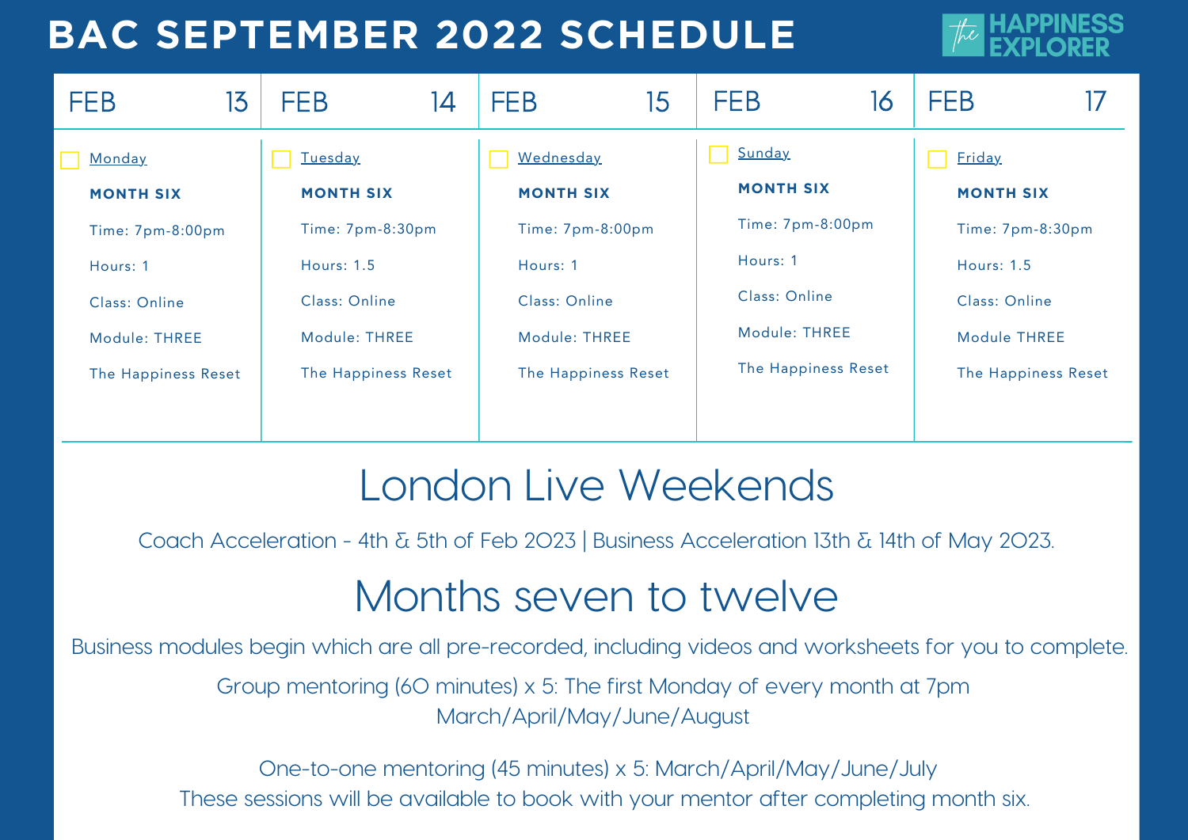# BAC SEPTEMBER 2022 SCHEDULE

THE HAPPINESS EXPLORER

| FEB 13 | FEB 14 | FEB 15 | FEB 16 | FEB 17 |
|---|---|---|---|---|
| Monday | Tuesday | Wednesday | Sunday | Friday |
| **MONTH SIX** | **MONTH SIX** | **MONTH SIX** | **MONTH SIX** | **MONTH SIX** |
| Time: 7pm-8:00pm | Time: 7pm-8:30pm | Time: 7pm-8:00pm | Time: 7pm-8:00pm | Time: 7pm-8:30pm |
| Hours: 1 | Hours: 1.5 | Hours: 1 | Hours: 1 | Hours: 1.5 |
| Class: Online | Class: Online | Class: Online | Class: Online | Class: Online |
| Module: THREE | Module: THREE | Module: THREE | Module: THREE | Module THREE |
| The Happiness Reset | The Happiness Reset | The Happiness Reset | The Happiness Reset | The Happiness Reset |

## London Live Weekends

Coach Acceleration - 4th & 5th of Feb 2023 | Business Acceleration 13th & 14th of May 2023.

## Months seven to twelve

Business modules begin which are all pre-recorded, including videos and worksheets for you to complete.

Group mentoring (60 minutes) x 5: The first Monday of every month at 7pm
March/April/May/June/August

One-to-one mentoring (45 minutes) x 5: March/April/May/June/July
These sessions will be available to book with your mentor after completing month six.